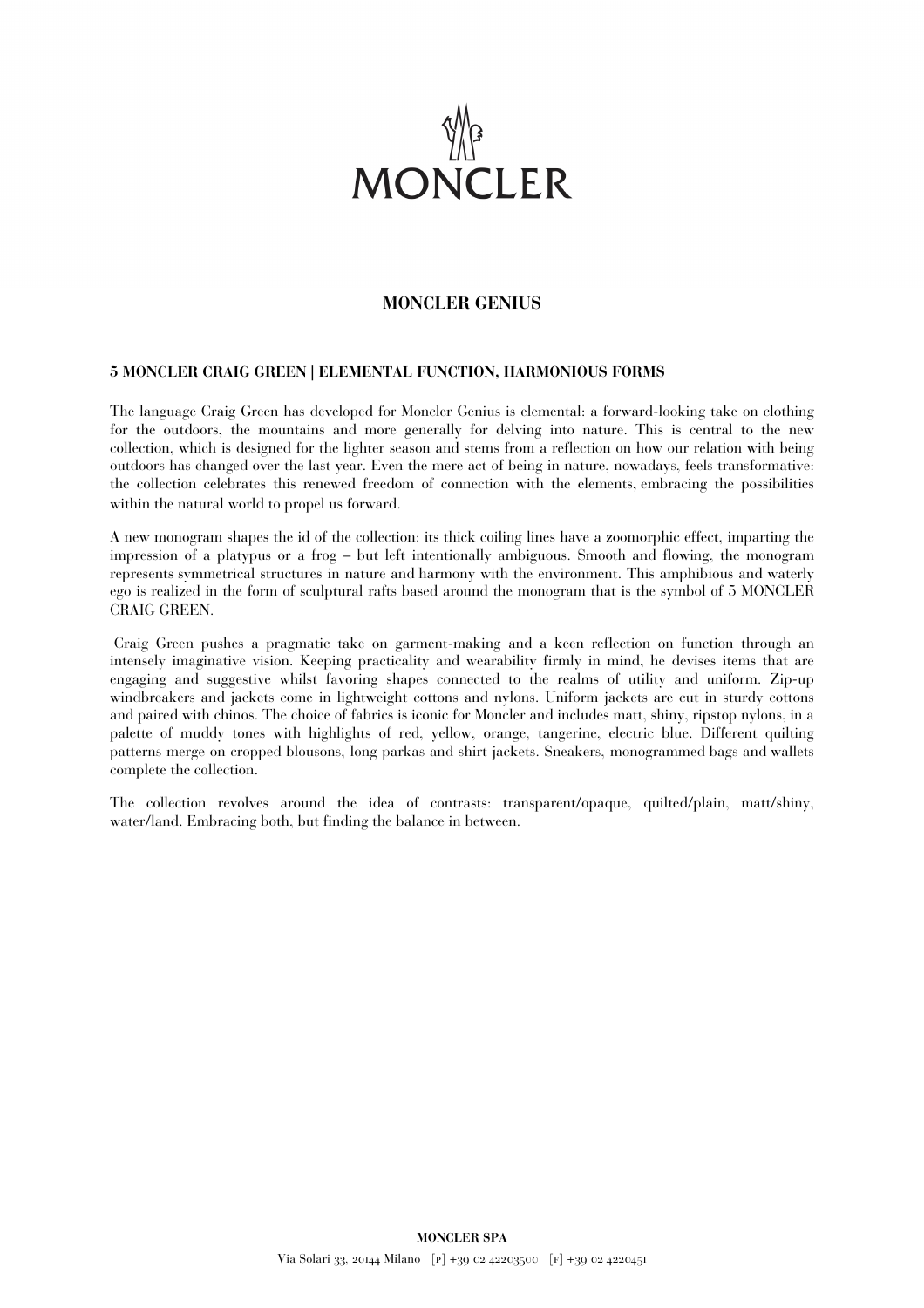MONCLER

## MONCLER GENIUS

### 5 MONCLER CRAIG GREEN | ELEMENTAL FUNCTION, HARMONIOUS FORMS

The language Craig Green has developed for Moncler Genius is elemental: a forward-looking take on clothing for the outdoors, the mountains and more generally for delving into nature. This is central to the new collection, which is designed for the lighter season and stems from a reflection on how our relation with being outdoors has changed over the last year. Even the mere act of being in nature, nowadays, feels transformative: the collection celebrates this renewed freedom of connection with the elements, embracing the possibilities within the natural world to propel us forward.

A new monogram shapes the id of the collection: its thick coiling lines have a zoomorphic effect, imparting the impression of a platypus or a frog – but left intentionally ambiguous. Smooth and flowing, the monogram represents symmetrical structures in nature and harmony with the environment. This amphibious and waterly ego is realized in the form of sculptural rafts based around the monogram that is the symbol of 5 MONCLER CRAIG GREEN.

Craig Green pushes a pragmatic take on garment-making and a keen reflection on function through an intensely imaginative vision. Keeping practicality and wearability firmly in mind, he devises items that are engaging and suggestive whilst favoring shapes connected to the realms of utility and uniform. Zip-up windbreakers and jackets come in lightweight cottons and nylons. Uniform jackets are cut in sturdy cottons and paired with chinos. The choice of fabrics is iconic for Moncler and includes matt, shiny, ripstop nylons, in a palette of muddy tones with highlights of red, yellow, orange, tangerine, electric blue. Different quilting patterns merge on cropped blousons, long parkas and shirt jackets. Sneakers, monogrammed bags and wallets complete the collection.

The collection revolves around the idea of contrasts: transparent/opaque, quilted/plain, matt/shiny, water/land. Embracing both, but finding the balance in between.

**MONCLER SPA**

Via Solari 33, 20144 Milano [P] +39 02 42203500 [F] +39 02 4220451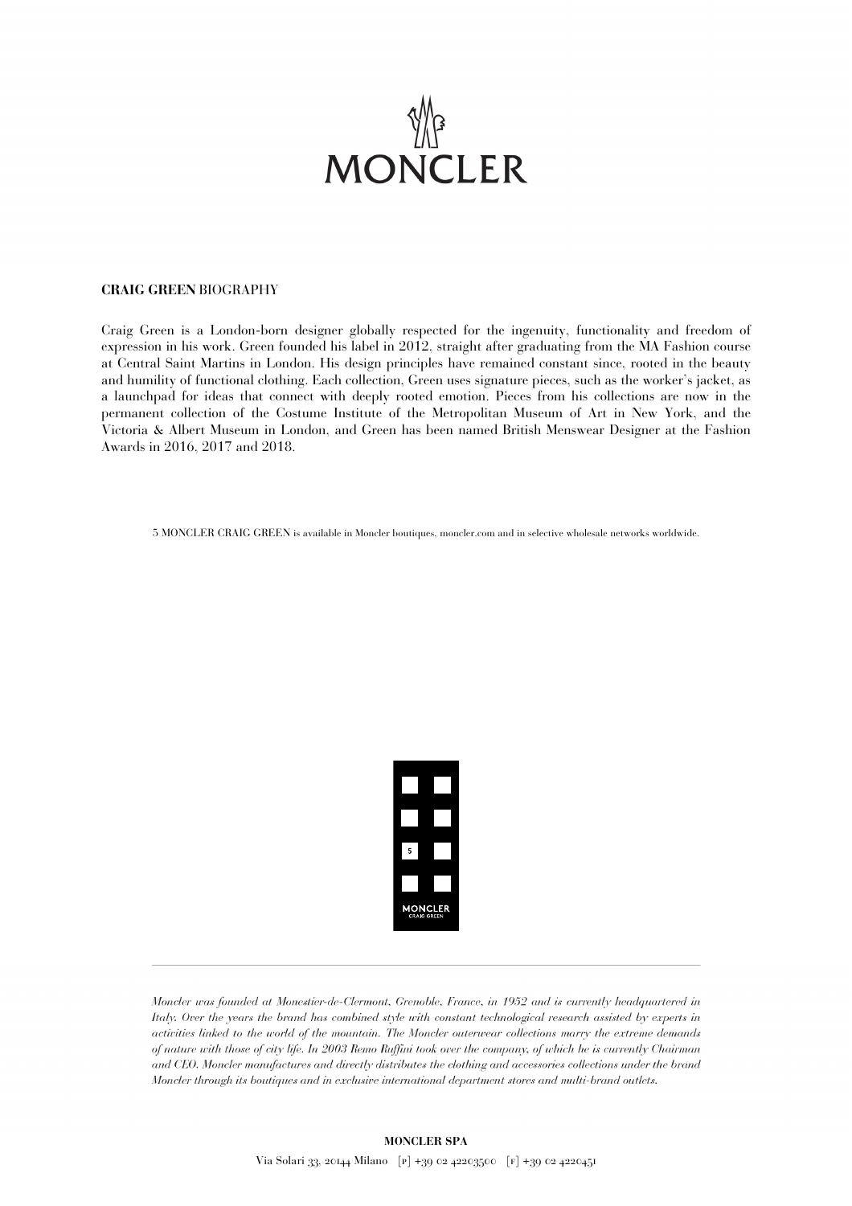MONCLER

**CRAIG GREEN** BIOGRAPHY

Craig Green is a London-born designer globally respected for the ingenuity, functionality and freedom of expression in his work. Green founded his label in 2012, straight after graduating from the MA Fashion course at Central Saint Martins in London. His design principles have remained constant since, rooted in the beauty and humility of functional clothing. Each collection, Green uses signature pieces, such as the worker's jacket, as a launchpad for ideas that connect with deeply rooted emotion. Pieces from his collections are now in the permanent collection of the Costume Institute of the Metropolitan Museum of Art in New York, and the Victoria & Albert Museum in London, and Green has been named British Menswear Designer at the Fashion Awards in 2016, 2017 and 2018.

5 MONCLER CRAIG GREEN is available in Moncler boutiques, moncler.com and in selective wholesale networks worldwide.

5

MONCLER
CRAIG GREEN

---

*Moncler was founded at Monestier-de-Clermont, Grenoble, France, in 1952 and is currently headquartered in Italy. Over the years the brand has combined style with constant technological research assisted by experts in activities linked to the world of the mountain. The Moncler outerwear collections marry the extreme demands of nature with those of city life. In 2003 Remo Ruffini took over the company, of which he is currently Chairman and CEO. Moncler manufactures and directly distributes the clothing and accessories collections under the brand Moncler through its boutiques and in exclusive international department stores and multi-brand outlets.*

**MONCLER SPA**

Via Solari 33, 20144 Milano [P] +39 02 42203500 [F] +39 02 4220451